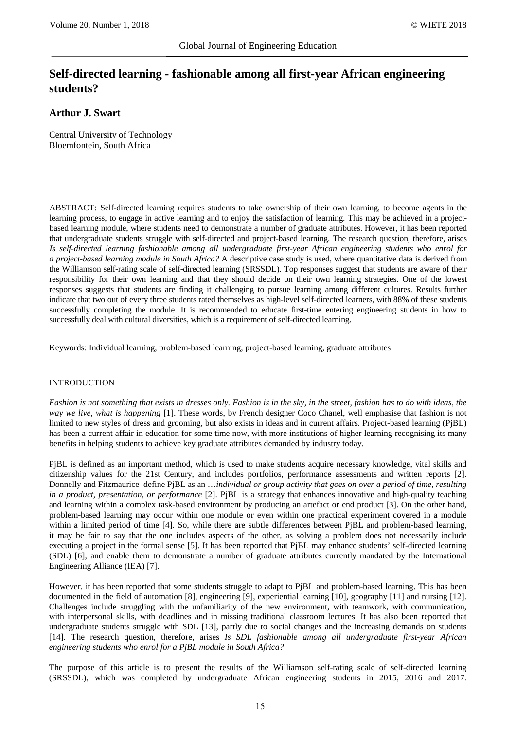# Self-directed learning - fashionable among all first-year African engineering students?

**Arthur J. Swart**

Central University of Technology
Bloemfontein, South Africa

ABSTRACT: Self-directed learning requires students to take ownership of their own learning, to become agents in the learning process, to engage in active learning and to enjoy the satisfaction of learning. This may be achieved in a project-based learning module, where students need to demonstrate a number of graduate attributes. However, it has been reported that undergraduate students struggle with self-directed and project-based learning. The research question, therefore, arises *Is self-directed learning fashionable among all undergraduate first-year African engineering students who enrol for a project-based learning module in South Africa?* A descriptive case study is used, where quantitative data is derived from the Williamson self-rating scale of self-directed learning (SRSSDL). Top responses suggest that students are aware of their responsibility for their own learning and that they should decide on their own learning strategies. One of the lowest responses suggests that students are finding it challenging to pursue learning among different cultures. Results further indicate that two out of every three students rated themselves as high-level self-directed learners, with 88% of these students successfully completing the module. It is recommended to educate first-time entering engineering students in how to successfully deal with cultural diversities, which is a requirement of self-directed learning.

Keywords: Individual learning, problem-based learning, project-based learning, graduate attributes

## INTRODUCTION

*Fashion is not something that exists in dresses only. Fashion is in the sky, in the street, fashion has to do with ideas, the way we live, what is happening* [1]. These words, by French designer Coco Chanel, well emphasise that fashion is not limited to new styles of dress and grooming, but also exists in ideas and in current affairs. Project-based learning (PjBL) has been a current affair in education for some time now, with more institutions of higher learning recognising its many benefits in helping students to achieve key graduate attributes demanded by industry today.

PjBL is defined as an important method, which is used to make students acquire necessary knowledge, vital skills and citizenship values for the 21st Century, and includes portfolios, performance assessments and written reports [2]. Donnelly and Fitzmaurice define PjBL as an …*individual or group activity that goes on over a period of time, resulting in a product, presentation, or performance* [2]. PjBL is a strategy that enhances innovative and high-quality teaching and learning within a complex task-based environment by producing an artefact or end product [3]. On the other hand, problem-based learning may occur within one module or even within one practical experiment covered in a module within a limited period of time [4]. So, while there are subtle differences between PjBL and problem-based learning, it may be fair to say that the one includes aspects of the other, as solving a problem does not necessarily include executing a project in the formal sense [5]. It has been reported that PjBL may enhance students' self-directed learning (SDL) [6], and enable them to demonstrate a number of graduate attributes currently mandated by the International Engineering Alliance (IEA) [7].

However, it has been reported that some students struggle to adapt to PjBL and problem-based learning. This has been documented in the field of automation [8], engineering [9], experiential learning [10], geography [11] and nursing [12]. Challenges include struggling with the unfamiliarity of the new environment, with teamwork, with communication, with interpersonal skills, with deadlines and in missing traditional classroom lectures. It has also been reported that undergraduate students struggle with SDL [13], partly due to social changes and the increasing demands on students [14]. The research question, therefore, arises *Is SDL fashionable among all undergraduate first-year African engineering students who enrol for a PjBL module in South Africa?*

The purpose of this article is to present the results of the Williamson self-rating scale of self-directed learning (SRSSDL), which was completed by undergraduate African engineering students in 2015, 2016 and 2017.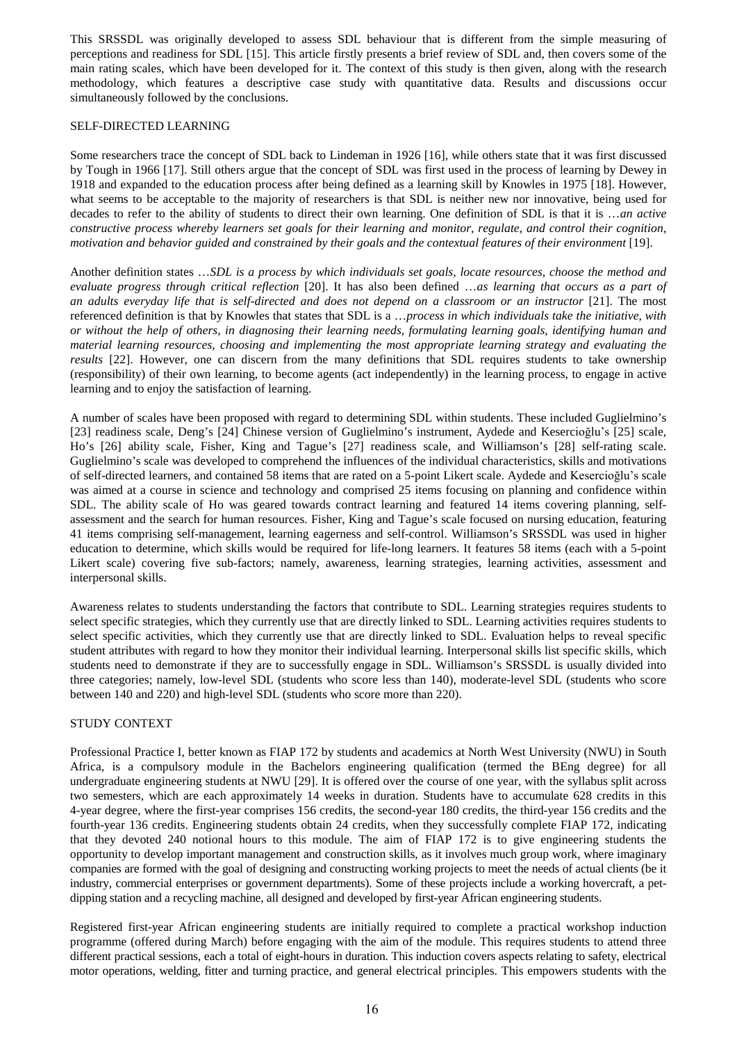This SRSSDL was originally developed to assess SDL behaviour that is different from the simple measuring of perceptions and readiness for SDL [15]. This article firstly presents a brief review of SDL and, then covers some of the main rating scales, which have been developed for it. The context of this study is then given, along with the research methodology, which features a descriptive case study with quantitative data. Results and discussions occur simultaneously followed by the conclusions.

## SELF-DIRECTED LEARNING

Some researchers trace the concept of SDL back to Lindeman in 1926 [16], while others state that it was first discussed by Tough in 1966 [17]. Still others argue that the concept of SDL was first used in the process of learning by Dewey in 1918 and expanded to the education process after being defined as a learning skill by Knowles in 1975 [18]. However, what seems to be acceptable to the majority of researchers is that SDL is neither new nor innovative, being used for decades to refer to the ability of students to direct their own learning. One definition of SDL is that it is …*an active constructive process whereby learners set goals for their learning and monitor, regulate, and control their cognition, motivation and behavior guided and constrained by their goals and the contextual features of their environment* [19].

Another definition states …*SDL is a process by which individuals set goals, locate resources, choose the method and evaluate progress through critical reflection* [20]. It has also been defined …*as learning that occurs as a part of an adults everyday life that is self-directed and does not depend on a classroom or an instructor* [21]. The most referenced definition is that by Knowles that states that SDL is a …*process in which individuals take the initiative, with or without the help of others, in diagnosing their learning needs, formulating learning goals, identifying human and material learning resources, choosing and implementing the most appropriate learning strategy and evaluating the results* [22]. However, one can discern from the many definitions that SDL requires students to take ownership (responsibility) of their own learning, to become agents (act independently) in the learning process, to engage in active learning and to enjoy the satisfaction of learning.

A number of scales have been proposed with regard to determining SDL within students. These included Guglielmino's [23] readiness scale, Deng's [24] Chinese version of Guglielmino's instrument, Aydede and Kesercioğlu's [25] scale, Ho's [26] ability scale, Fisher, King and Tague's [27] readiness scale, and Williamson's [28] self-rating scale. Guglielmino's scale was developed to comprehend the influences of the individual characteristics, skills and motivations of self-directed learners, and contained 58 items that are rated on a 5-point Likert scale. Aydede and Kesercioğlu's scale was aimed at a course in science and technology and comprised 25 items focusing on planning and confidence within SDL. The ability scale of Ho was geared towards contract learning and featured 14 items covering planning, self-assessment and the search for human resources. Fisher, King and Tague's scale focused on nursing education, featuring 41 items comprising self-management, learning eagerness and self-control. Williamson's SRSSDL was used in higher education to determine, which skills would be required for life-long learners. It features 58 items (each with a 5-point Likert scale) covering five sub-factors; namely, awareness, learning strategies, learning activities, assessment and interpersonal skills.

Awareness relates to students understanding the factors that contribute to SDL. Learning strategies requires students to select specific strategies, which they currently use that are directly linked to SDL. Learning activities requires students to select specific activities, which they currently use that are directly linked to SDL. Evaluation helps to reveal specific student attributes with regard to how they monitor their individual learning. Interpersonal skills list specific skills, which students need to demonstrate if they are to successfully engage in SDL. Williamson's SRSSDL is usually divided into three categories; namely, low-level SDL (students who score less than 140), moderate-level SDL (students who score between 140 and 220) and high-level SDL (students who score more than 220).

## STUDY CONTEXT

Professional Practice I, better known as FIAP 172 by students and academics at North West University (NWU) in South Africa, is a compulsory module in the Bachelors engineering qualification (termed the BEng degree) for all undergraduate engineering students at NWU [29]. It is offered over the course of one year, with the syllabus split across two semesters, which are each approximately 14 weeks in duration. Students have to accumulate 628 credits in this 4-year degree, where the first-year comprises 156 credits, the second-year 180 credits, the third-year 156 credits and the fourth-year 136 credits. Engineering students obtain 24 credits, when they successfully complete FIAP 172, indicating that they devoted 240 notional hours to this module. The aim of FIAP 172 is to give engineering students the opportunity to develop important management and construction skills, as it involves much group work, where imaginary companies are formed with the goal of designing and constructing working projects to meet the needs of actual clients (be it industry, commercial enterprises or government departments). Some of these projects include a working hovercraft, a pet-dipping station and a recycling machine, all designed and developed by first-year African engineering students.

Registered first-year African engineering students are initially required to complete a practical workshop induction programme (offered during March) before engaging with the aim of the module. This requires students to attend three different practical sessions, each a total of eight-hours in duration. This induction covers aspects relating to safety, electrical motor operations, welding, fitter and turning practice, and general electrical principles. This empowers students with the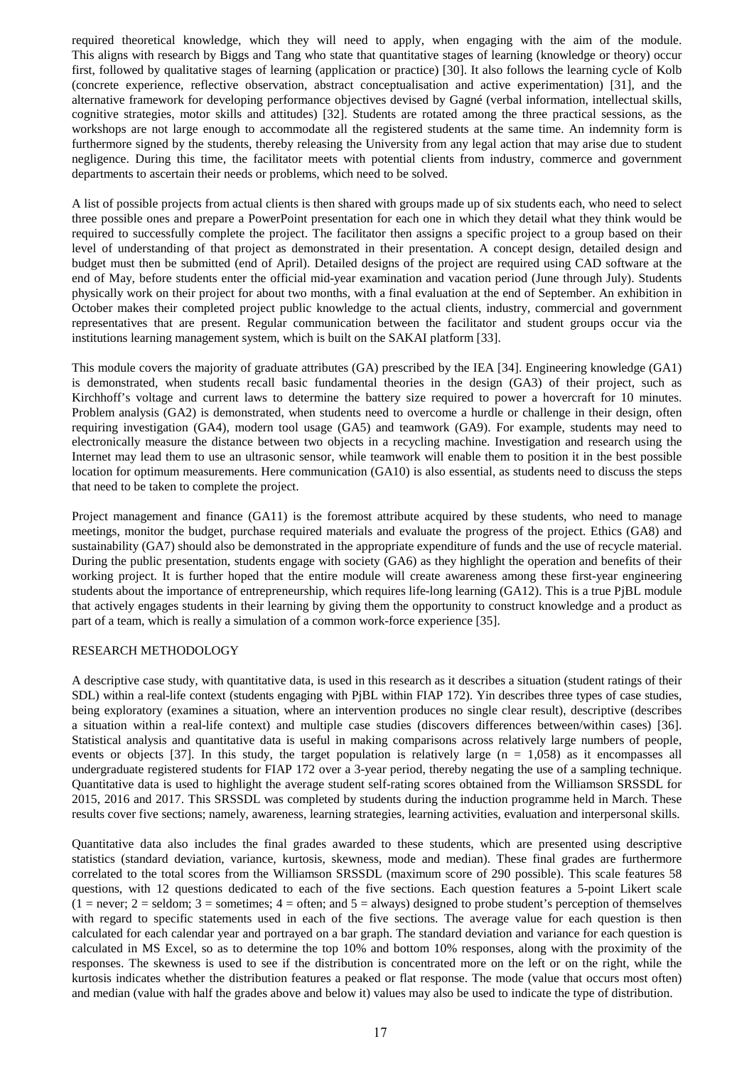required theoretical knowledge, which they will need to apply, when engaging with the aim of the module. This aligns with research by Biggs and Tang who state that quantitative stages of learning (knowledge or theory) occur first, followed by qualitative stages of learning (application or practice) [30]. It also follows the learning cycle of Kolb (concrete experience, reflective observation, abstract conceptualisation and active experimentation) [31], and the alternative framework for developing performance objectives devised by Gagné (verbal information, intellectual skills, cognitive strategies, motor skills and attitudes) [32]. Students are rotated among the three practical sessions, as the workshops are not large enough to accommodate all the registered students at the same time. An indemnity form is furthermore signed by the students, thereby releasing the University from any legal action that may arise due to student negligence. During this time, the facilitator meets with potential clients from industry, commerce and government departments to ascertain their needs or problems, which need to be solved.

A list of possible projects from actual clients is then shared with groups made up of six students each, who need to select three possible ones and prepare a PowerPoint presentation for each one in which they detail what they think would be required to successfully complete the project. The facilitator then assigns a specific project to a group based on their level of understanding of that project as demonstrated in their presentation. A concept design, detailed design and budget must then be submitted (end of April). Detailed designs of the project are required using CAD software at the end of May, before students enter the official mid-year examination and vacation period (June through July). Students physically work on their project for about two months, with a final evaluation at the end of September. An exhibition in October makes their completed project public knowledge to the actual clients, industry, commercial and government representatives that are present. Regular communication between the facilitator and student groups occur via the institutions learning management system, which is built on the SAKAI platform [33].

This module covers the majority of graduate attributes (GA) prescribed by the IEA [34]. Engineering knowledge (GA1) is demonstrated, when students recall basic fundamental theories in the design (GA3) of their project, such as Kirchhoff's voltage and current laws to determine the battery size required to power a hovercraft for 10 minutes. Problem analysis (GA2) is demonstrated, when students need to overcome a hurdle or challenge in their design, often requiring investigation (GA4), modern tool usage (GA5) and teamwork (GA9). For example, students may need to electronically measure the distance between two objects in a recycling machine. Investigation and research using the Internet may lead them to use an ultrasonic sensor, while teamwork will enable them to position it in the best possible location for optimum measurements. Here communication (GA10) is also essential, as students need to discuss the steps that need to be taken to complete the project.

Project management and finance (GA11) is the foremost attribute acquired by these students, who need to manage meetings, monitor the budget, purchase required materials and evaluate the progress of the project. Ethics (GA8) and sustainability (GA7) should also be demonstrated in the appropriate expenditure of funds and the use of recycle material. During the public presentation, students engage with society (GA6) as they highlight the operation and benefits of their working project. It is further hoped that the entire module will create awareness among these first-year engineering students about the importance of entrepreneurship, which requires life-long learning (GA12). This is a true PjBL module that actively engages students in their learning by giving them the opportunity to construct knowledge and a product as part of a team, which is really a simulation of a common work-force experience [35].

## RESEARCH METHODOLOGY

A descriptive case study, with quantitative data, is used in this research as it describes a situation (student ratings of their SDL) within a real-life context (students engaging with PjBL within FIAP 172). Yin describes three types of case studies, being exploratory (examines a situation, where an intervention produces no single clear result), descriptive (describes a situation within a real-life context) and multiple case studies (discovers differences between/within cases) [36]. Statistical analysis and quantitative data is useful in making comparisons across relatively large numbers of people, events or objects [37]. In this study, the target population is relatively large ($n = 1,058$) as it encompasses all undergraduate registered students for FIAP 172 over a 3-year period, thereby negating the use of a sampling technique. Quantitative data is used to highlight the average student self-rating scores obtained from the Williamson SRSSDL for 2015, 2016 and 2017. This SRSSDL was completed by students during the induction programme held in March. These results cover five sections; namely, awareness, learning strategies, learning activities, evaluation and interpersonal skills.

Quantitative data also includes the final grades awarded to these students, which are presented using descriptive statistics (standard deviation, variance, kurtosis, skewness, mode and median). These final grades are furthermore correlated to the total scores from the Williamson SRSSDL (maximum score of 290 possible). This scale features 58 questions, with 12 questions dedicated to each of the five sections. Each question features a 5-point Likert scale (1 = never; 2 = seldom; 3 = sometimes; 4 = often; and 5 = always) designed to probe student's perception of themselves with regard to specific statements used in each of the five sections. The average value for each question is then calculated for each calendar year and portrayed on a bar graph. The standard deviation and variance for each question is calculated in MS Excel, so as to determine the top 10% and bottom 10% responses, along with the proximity of the responses. The skewness is used to see if the distribution is concentrated more on the left or on the right, while the kurtosis indicates whether the distribution features a peaked or flat response. The mode (value that occurs most often) and median (value with half the grades above and below it) values may also be used to indicate the type of distribution.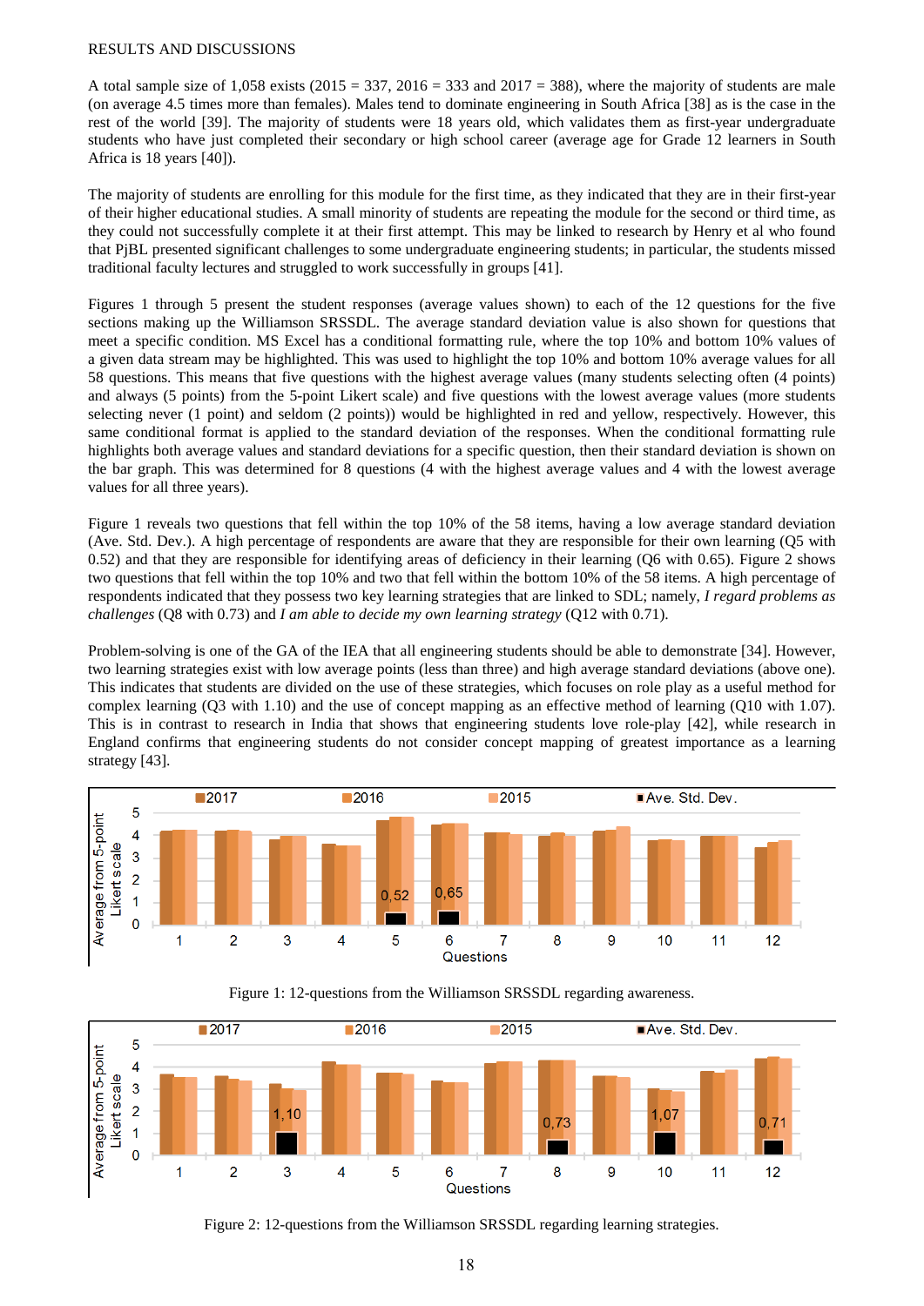RESULTS AND DISCUSSIONS

A total sample size of 1,058 exists (2015 = 337, 2016 = 333 and 2017 = 388), where the majority of students are male (on average 4.5 times more than females). Males tend to dominate engineering in South Africa [38] as is the case in the rest of the world [39]. The majority of students were 18 years old, which validates them as first-year undergraduate students who have just completed their secondary or high school career (average age for Grade 12 learners in South Africa is 18 years [40]).

The majority of students are enrolling for this module for the first time, as they indicated that they are in their first-year of their higher educational studies. A small minority of students are repeating the module for the second or third time, as they could not successfully complete it at their first attempt. This may be linked to research by Henry et al who found that PjBL presented significant challenges to some undergraduate engineering students; in particular, the students missed traditional faculty lectures and struggled to work successfully in groups [41].

Figures 1 through 5 present the student responses (average values shown) to each of the 12 questions for the five sections making up the Williamson SRSSDL. The average standard deviation value is also shown for questions that meet a specific condition. MS Excel has a conditional formatting rule, where the top 10% and bottom 10% values of a given data stream may be highlighted. This was used to highlight the top 10% and bottom 10% average values for all 58 questions. This means that five questions with the highest average values (many students selecting often (4 points) and always (5 points) from the 5-point Likert scale) and five questions with the lowest average values (more students selecting never (1 point) and seldom (2 points)) would be highlighted in red and yellow, respectively. However, this same conditional format is applied to the standard deviation of the responses. When the conditional formatting rule highlights both average values and standard deviations for a specific question, then their standard deviation is shown on the bar graph. This was determined for 8 questions (4 with the highest average values and 4 with the lowest average values for all three years).

Figure 1 reveals two questions that fell within the top 10% of the 58 items, having a low average standard deviation (Ave. Std. Dev.). A high percentage of respondents are aware that they are responsible for their own learning (Q5 with 0.52) and that they are responsible for identifying areas of deficiency in their learning (Q6 with 0.65). Figure 2 shows two questions that fell within the top 10% and two that fell within the bottom 10% of the 58 items. A high percentage of respondents indicated that they possess two key learning strategies that are linked to SDL; namely, *I regard problems as challenges* (Q8 with 0.73) and *I am able to decide my own learning strategy* (Q12 with 0.71).

Problem-solving is one of the GA of the IEA that all engineering students should be able to demonstrate [34]. However, two learning strategies exist with low average points (less than three) and high average standard deviations (above one). This indicates that students are divided on the use of these strategies, which focuses on role play as a useful method for complex learning (Q3 with 1.10) and the use of concept mapping as an effective method of learning (Q10 with 1.07). This is in contrast to research in India that shows that engineering students love role-play [42], while research in England confirms that engineering students do not consider concept mapping of greatest importance as a learning strategy [43].

2017 2016 2015 Ave. Std. Dev.

Average from 5-point Likert scale

0 1 2 3 4 5

0,52 0,65

1 2 3 4 5 6 7 8 9 10 11 12

Questions

Figure 1: 12-questions from the Williamson SRSSDL regarding awareness.

2017 2016 2015 Ave. Std. Dev.

Average from 5-point Likert scale

0 1 2 3 4 5

1,10 0,73 1,07 0,71

1 2 3 4 5 6 7 8 9 10 11 12

Questions

Figure 2: 12-questions from the Williamson SRSSDL regarding learning strategies.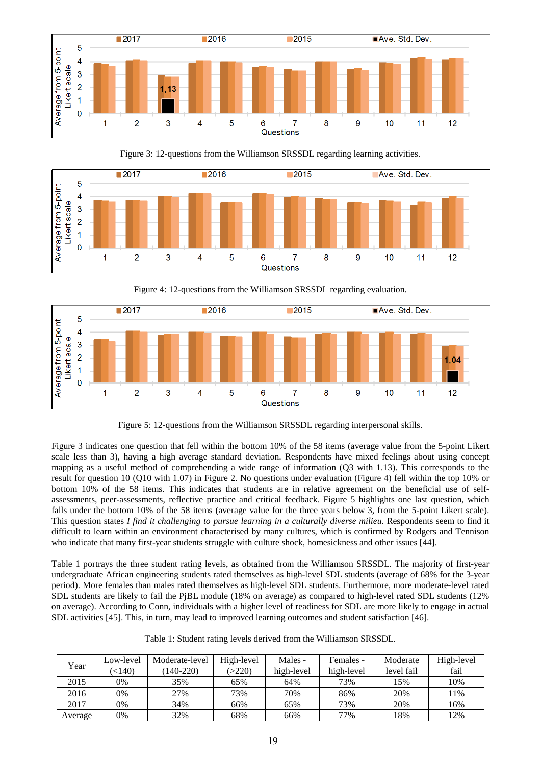2017 2016 2015 Ave. Std. Dev.

Average from 5-point Likert scale

5
4
3
2
1
0

1,13

1 2 3 4 5 6 7 8 9 10 11 12

Questions

Figure 3: 12-questions from the Williamson SRSSDL regarding learning activities.

2017 2016 2015 Ave. Std. Dev.

Average from 5-point Likert scale

5
4
3
2
1
0

1 2 3 4 5 6 7 8 9 10 11 12

Questions

Figure 4: 12-questions from the Williamson SRSSDL regarding evaluation.

2017 2016 2015 Ave. Std. Dev.

Average from 5-point Likert scale

5
4
3
2
1
0

1,04

1 2 3 4 5 6 7 8 9 10 11 12

Questions

Figure 5: 12-questions from the Williamson SRSSDL regarding interpersonal skills.

Figure 3 indicates one question that fell within the bottom 10% of the 58 items (average value from the 5-point Likert scale less than 3), having a high average standard deviation. Respondents have mixed feelings about using concept mapping as a useful method of comprehending a wide range of information (Q3 with 1.13). This corresponds to the result for question 10 (Q10 with 1.07) in Figure 2. No questions under evaluation (Figure 4) fell within the top 10% or bottom 10% of the 58 items. This indicates that students are in relative agreement on the beneficial use of self-assessments, peer-assessments, reflective practice and critical feedback. Figure 5 highlights one last question, which falls under the bottom 10% of the 58 items (average value for the three years below 3, from the 5-point Likert scale). This question states *I find it challenging to pursue learning in a culturally diverse milieu*. Respondents seem to find it difficult to learn within an environment characterised by many cultures, which is confirmed by Rodgers and Tennison who indicate that many first-year students struggle with culture shock, homesickness and other issues [44].

Table 1 portrays the three student rating levels, as obtained from the Williamson SRSSDL. The majority of first-year undergraduate African engineering students rated themselves as high-level SDL students (average of 68% for the 3-year period). More females than males rated themselves as high-level SDL students. Furthermore, more moderate-level rated SDL students are likely to fail the PjBL module (18% on average) as compared to high-level rated SDL students (12% on average). According to Conn, individuals with a higher level of readiness for SDL are more likely to engage in actual SDL activities [45]. This, in turn, may lead to improved learning outcomes and student satisfaction [46].

Table 1: Student rating levels derived from the Williamson SRSSDL.

| Year | Low-level (<140) | Moderate-level (140-220) | High-level (>220) | Males - high-level | Females - high-level | Moderate level fail | High-level fail |
|---|---|---|---|---|---|---|---|
| 2015 | 0% | 35% | 65% | 64% | 73% | 15% | 10% |
| 2016 | 0% | 27% | 73% | 70% | 86% | 20% | 11% |
| 2017 | 0% | 34% | 66% | 65% | 73% | 20% | 16% |
| Average | 0% | 32% | 68% | 66% | 77% | 18% | 12% |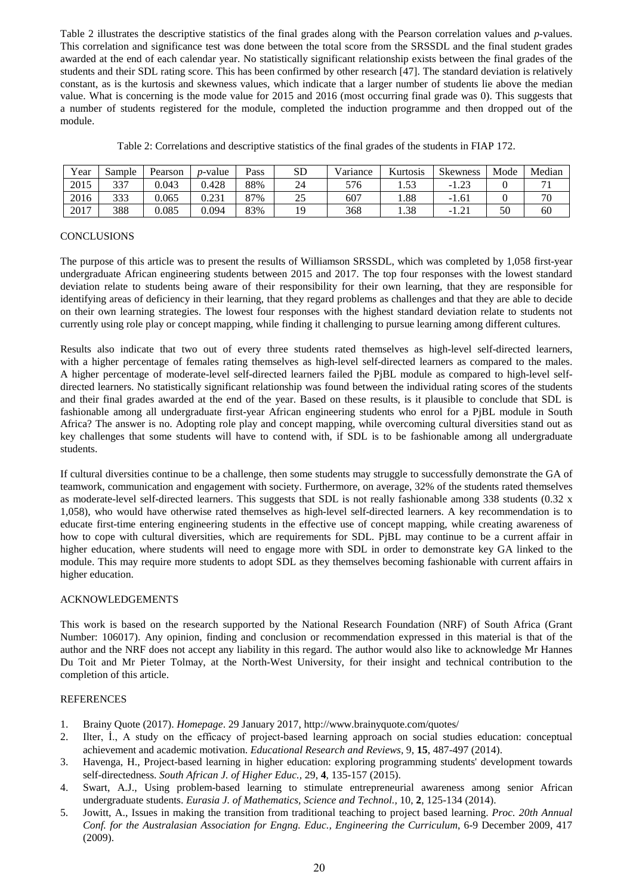Table 2 illustrates the descriptive statistics of the final grades along with the Pearson correlation values and *p*-values. This correlation and significance test was done between the total score from the SRSSDL and the final student grades awarded at the end of each calendar year. No statistically significant relationship exists between the final grades of the students and their SDL rating score. This has been confirmed by other research [47]. The standard deviation is relatively constant, as is the kurtosis and skewness values, which indicate that a larger number of students lie above the median value. What is concerning is the mode value for 2015 and 2016 (most occurring final grade was 0). This suggests that a number of students registered for the module, completed the induction programme and then dropped out of the module.

Table 2: Correlations and descriptive statistics of the final grades of the students in FIAP 172.

| Year | Sample | Pearson | *p*-value | Pass | SD | Variance | Kurtosis | Skewness | Mode | Median |
|---|---|---|---|---|---|---|---|---|---|---|
| 2015 | 337 | 0.043 | 0.428 | 88% | 24 | 576 | 1.53 | -1.23 | 0 | 71 |
| 2016 | 333 | 0.065 | 0.231 | 87% | 25 | 607 | 1.88 | -1.61 | 0 | 70 |
| 2017 | 388 | 0.085 | 0.094 | 83% | 19 | 368 | 1.38 | -1.21 | 50 | 60 |

## CONCLUSIONS

The purpose of this article was to present the results of Williamson SRSSDL, which was completed by 1,058 first-year undergraduate African engineering students between 2015 and 2017. The top four responses with the lowest standard deviation relate to students being aware of their responsibility for their own learning, that they are responsible for identifying areas of deficiency in their learning, that they regard problems as challenges and that they are able to decide on their own learning strategies. The lowest four responses with the highest standard deviation relate to students not currently using role play or concept mapping, while finding it challenging to pursue learning among different cultures.

Results also indicate that two out of every three students rated themselves as high-level self-directed learners, with a higher percentage of females rating themselves as high-level self-directed learners as compared to the males. A higher percentage of moderate-level self-directed learners failed the PjBL module as compared to high-level self-directed learners. No statistically significant relationship was found between the individual rating scores of the students and their final grades awarded at the end of the year. Based on these results, is it plausible to conclude that SDL is fashionable among all undergraduate first-year African engineering students who enrol for a PjBL module in South Africa? The answer is no. Adopting role play and concept mapping, while overcoming cultural diversities stand out as key challenges that some students will have to contend with, if SDL is to be fashionable among all undergraduate students.

If cultural diversities continue to be a challenge, then some students may struggle to successfully demonstrate the GA of teamwork, communication and engagement with society. Furthermore, on average, 32% of the students rated themselves as moderate-level self-directed learners. This suggests that SDL is not really fashionable among 338 students (0.32 x 1,058), who would have otherwise rated themselves as high-level self-directed learners. A key recommendation is to educate first-time entering engineering students in the effective use of concept mapping, while creating awareness of how to cope with cultural diversities, which are requirements for SDL. PjBL may continue to be a current affair in higher education, where students will need to engage more with SDL in order to demonstrate key GA linked to the module. This may require more students to adopt SDL as they themselves becoming fashionable with current affairs in higher education.

## ACKNOWLEDGEMENTS

This work is based on the research supported by the National Research Foundation (NRF) of South Africa (Grant Number: 106017). Any opinion, finding and conclusion or recommendation expressed in this material is that of the author and the NRF does not accept any liability in this regard. The author would also like to acknowledge Mr Hannes Du Toit and Mr Pieter Tolmay, at the North-West University, for their insight and technical contribution to the completion of this article.

## REFERENCES

1. Brainy Quote (2017). *Homepage*. 29 January 2017, http://www.brainyquote.com/quotes/
2. Ilter, İ., A study on the efficacy of project-based learning approach on social studies education: conceptual achievement and academic motivation. *Educational Research and Reviews*, 9, **15**, 487-497 (2014).
3. Havenga, H., Project-based learning in higher education: exploring programming students' development towards self-directedness. *South African J. of Higher Educ.*, 29, **4**, 135-157 (2015).
4. Swart, A.J., Using problem-based learning to stimulate entrepreneurial awareness among senior African undergraduate students. *Eurasia J. of Mathematics, Science and Technol.*, 10, **2**, 125-134 (2014).
5. Jowitt, A., Issues in making the transition from traditional teaching to project based learning. *Proc. 20th Annual Conf. for the Australasian Association for Engng. Educ., Engineering the Curriculum*, 6-9 December 2009, 417 (2009).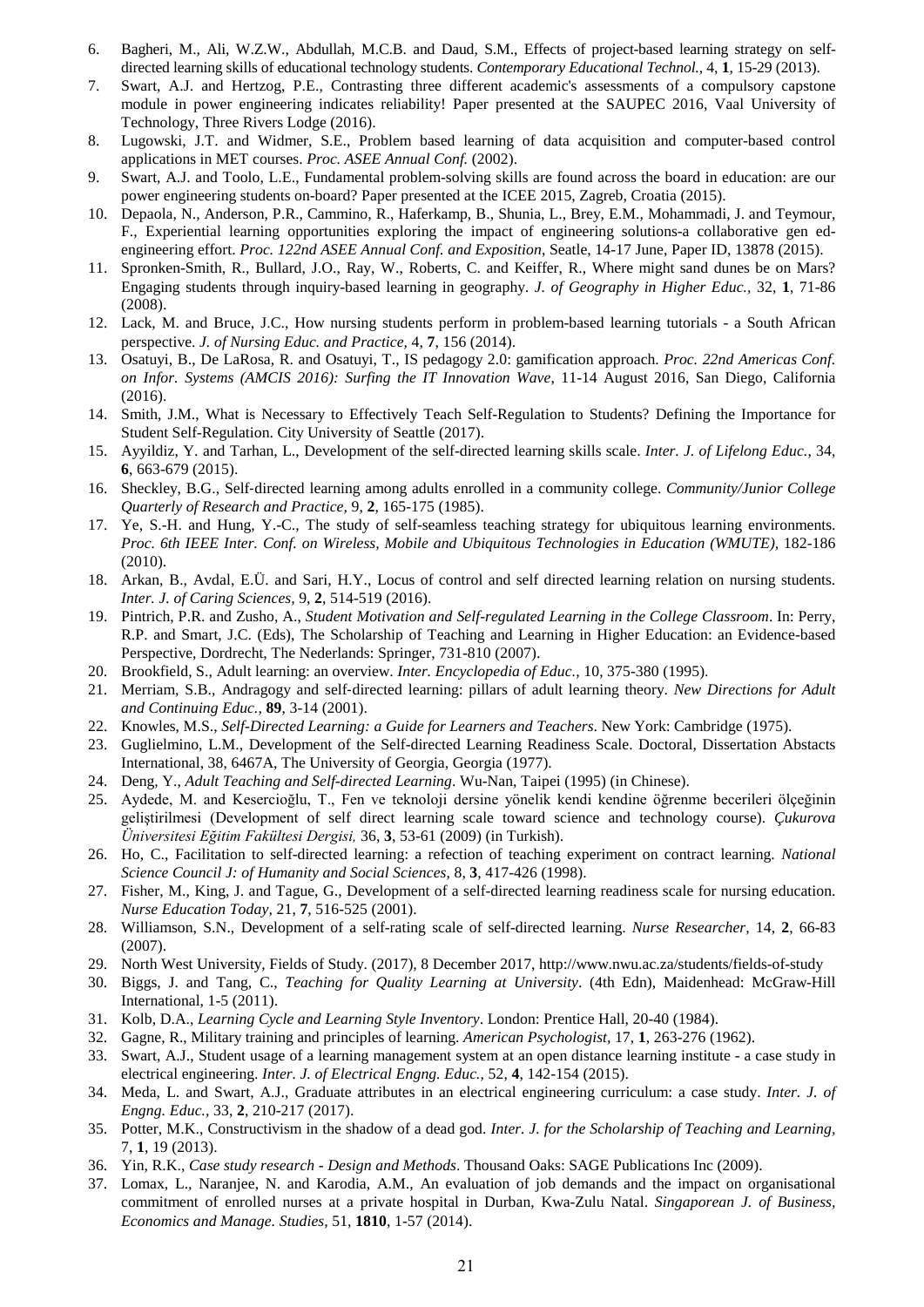6. Bagheri, M., Ali, W.Z.W., Abdullah, M.C.B. and Daud, S.M., Effects of project-based learning strategy on self-directed learning skills of educational technology students. *Contemporary Educational Technol.*, 4, **1**, 15-29 (2013).
7. Swart, A.J. and Hertzog, P.E., Contrasting three different academic's assessments of a compulsory capstone module in power engineering indicates reliability! Paper presented at the SAUPEC 2016, Vaal University of Technology, Three Rivers Lodge (2016).
8. Lugowski, J.T. and Widmer, S.E., Problem based learning of data acquisition and computer-based control applications in MET courses. *Proc. ASEE Annual Conf.* (2002).
9. Swart, A.J. and Toolo, L.E., Fundamental problem-solving skills are found across the board in education: are our power engineering students on-board? Paper presented at the ICEE 2015, Zagreb, Croatia (2015).
10. Depaola, N., Anderson, P.R., Cammino, R., Haferkamp, B., Shunia, L., Brey, E.M., Mohammadi, J. and Teymour, F., Experiential learning opportunities exploring the impact of engineering solutions-a collaborative gen ed-engineering effort. *Proc. 122nd ASEE Annual Conf. and Exposition*, Seatle, 14-17 June, Paper ID, 13878 (2015).
11. Spronken-Smith, R., Bullard, J.O., Ray, W., Roberts, C. and Keiffer, R., Where might sand dunes be on Mars? Engaging students through inquiry-based learning in geography. *J. of Geography in Higher Educ.*, 32, **1**, 71-86 (2008).
12. Lack, M. and Bruce, J.C., How nursing students perform in problem-based learning tutorials - a South African perspective. *J. of Nursing Educ. and Practice*, 4, **7**, 156 (2014).
13. Osatuyi, B., De LaRosa, R. and Osatuyi, T., IS pedagogy 2.0: gamification approach. *Proc. 22nd Americas Conf. on Infor. Systems (AMCIS 2016): Surfing the IT Innovation Wave*, 11-14 August 2016, San Diego, California (2016).
14. Smith, J.M., What is Necessary to Effectively Teach Self-Regulation to Students? Defining the Importance for Student Self-Regulation. City University of Seattle (2017).
15. Ayyildiz, Y. and Tarhan, L., Development of the self-directed learning skills scale. *Inter. J. of Lifelong Educ.*, 34, **6**, 663-679 (2015).
16. Sheckley, B.G., Self-directed learning among adults enrolled in a community college. *Community/Junior College Quarterly of Research and Practice*, 9, **2**, 165-175 (1985).
17. Ye, S.-H. and Hung, Y.-C., The study of self-seamless teaching strategy for ubiquitous learning environments. *Proc. 6th IEEE Inter. Conf. on Wireless, Mobile and Ubiquitous Technologies in Education (WMUTE)*, 182-186 (2010).
18. Arkan, B., Avdal, E.Ü. and Sari, H.Y., Locus of control and self directed learning relation on nursing students. *Inter. J. of Caring Sciences*, 9, **2**, 514-519 (2016).
19. Pintrich, P.R. and Zusho, A., *Student Motivation and Self-regulated Learning in the College Classroom*. In: Perry, R.P. and Smart, J.C. (Eds), The Scholarship of Teaching and Learning in Higher Education: an Evidence-based Perspective, Dordrecht, The Nederlands: Springer, 731-810 (2007).
20. Brookfield, S., Adult learning: an overview. *Inter. Encyclopedia of Educ.*, 10, 375-380 (1995).
21. Merriam, S.B., Andragogy and self-directed learning: pillars of adult learning theory. *New Directions for Adult and Continuing Educ.*, **89**, 3-14 (2001).
22. Knowles, M.S., *Self-Directed Learning: a Guide for Learners and Teachers*. New York: Cambridge (1975).
23. Guglielmino, L.M., Development of the Self-directed Learning Readiness Scale. Doctoral, Dissertation Abstacts International, 38, 6467A, The University of Georgia, Georgia (1977).
24. Deng, Y., *Adult Teaching and Self-directed Learning*. Wu-Nan, Taipei (1995) (in Chinese).
25. Aydede, M. and Kesercioğlu, T., Fen ve teknoloji dersine yönelik kendi kendine öğrenme becerileri ölçeğinin geliştirilmesi (Development of self direct learning scale toward science and technology course). *Çukurova Üniversitesi Eğitim Fakültesi Dergisi*, 36, **3**, 53-61 (2009) (in Turkish).
26. Ho, C., Facilitation to self-directed learning: a refection of teaching experiment on contract learning. *National Science Council J: of Humanity and Social Sciences*, 8, **3**, 417-426 (1998).
27. Fisher, M., King, J. and Tague, G., Development of a self-directed learning readiness scale for nursing education. *Nurse Education Today*, 21, **7**, 516-525 (2001).
28. Williamson, S.N., Development of a self-rating scale of self-directed learning. *Nurse Researcher*, 14, **2**, 66-83 (2007).
29. North West University, Fields of Study. (2017), 8 December 2017, http://www.nwu.ac.za/students/fields-of-study
30. Biggs, J. and Tang, C., *Teaching for Quality Learning at University*. (4th Edn), Maidenhead: McGraw-Hill International, 1-5 (2011).
31. Kolb, D.A., *Learning Cycle and Learning Style Inventory*. London: Prentice Hall, 20-40 (1984).
32. Gagne, R., Military training and principles of learning. *American Psychologist*, 17, **1**, 263-276 (1962).
33. Swart, A.J., Student usage of a learning management system at an open distance learning institute - a case study in electrical engineering. *Inter. J. of Electrical Engng. Educ.*, 52, **4**, 142-154 (2015).
34. Meda, L. and Swart, A.J., Graduate attributes in an electrical engineering curriculum: a case study. *Inter. J. of Engng. Educ.*, 33, **2**, 210-217 (2017).
35. Potter, M.K., Constructivism in the shadow of a dead god. *Inter. J. for the Scholarship of Teaching and Learning*, 7, **1**, 19 (2013).
36. Yin, R.K., *Case study research - Design and Methods*. Thousand Oaks: SAGE Publications Inc (2009).
37. Lomax, L., Naranjee, N. and Karodia, A.M., An evaluation of job demands and the impact on organisational commitment of enrolled nurses at a private hospital in Durban, Kwa-Zulu Natal. *Singaporean J. of Business, Economics and Manage. Studies*, 51, **1810**, 1-57 (2014).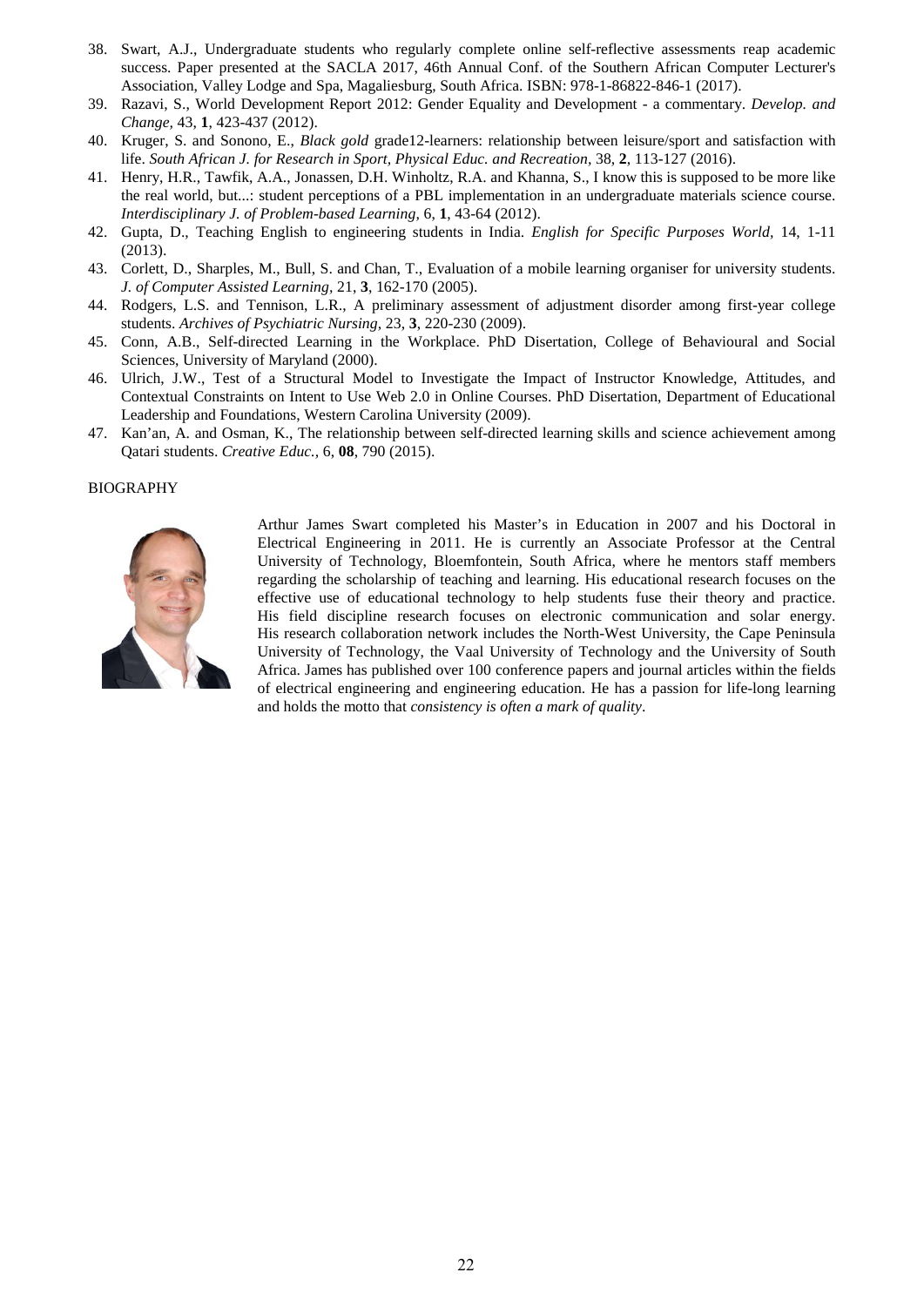38. Swart, A.J., Undergraduate students who regularly complete online self-reflective assessments reap academic success. Paper presented at the SACLA 2017, 46th Annual Conf. of the Southern African Computer Lecturer's Association, Valley Lodge and Spa, Magaliesburg, South Africa. ISBN: 978-1-86822-846-1 (2017).
39. Razavi, S., World Development Report 2012: Gender Equality and Development - a commentary. *Develop. and Change*, 43, **1**, 423-437 (2012).
40. Kruger, S. and Sonono, E., *Black gold* grade12-learners: relationship between leisure/sport and satisfaction with life. *South African J. for Research in Sport, Physical Educ. and Recreation*, 38, **2**, 113-127 (2016).
41. Henry, H.R., Tawfik, A.A., Jonassen, D.H. Winholtz, R.A. and Khanna, S., I know this is supposed to be more like the real world, but...: student perceptions of a PBL implementation in an undergraduate materials science course. *Interdisciplinary J. of Problem-based Learning*, 6, **1**, 43-64 (2012).
42. Gupta, D., Teaching English to engineering students in India. *English for Specific Purposes World*, 14, 1-11 (2013).
43. Corlett, D., Sharples, M., Bull, S. and Chan, T., Evaluation of a mobile learning organiser for university students. *J. of Computer Assisted Learning*, 21, **3**, 162-170 (2005).
44. Rodgers, L.S. and Tennison, L.R., A preliminary assessment of adjustment disorder among first-year college students. *Archives of Psychiatric Nursing*, 23, **3**, 220-230 (2009).
45. Conn, A.B., Self-directed Learning in the Workplace. PhD Disertation, College of Behavioural and Social Sciences, University of Maryland (2000).
46. Ulrich, J.W., Test of a Structural Model to Investigate the Impact of Instructor Knowledge, Attitudes, and Contextual Constraints on Intent to Use Web 2.0 in Online Courses. PhD Disertation, Department of Educational Leadership and Foundations, Western Carolina University (2009).
47. Kan'an, A. and Osman, K., The relationship between self-directed learning skills and science achievement among Qatari students. *Creative Educ.*, 6, **08**, 790 (2015).

BIOGRAPHY

Arthur James Swart completed his Master's in Education in 2007 and his Doctoral in Electrical Engineering in 2011. He is currently an Associate Professor at the Central University of Technology, Bloemfontein, South Africa, where he mentors staff members regarding the scholarship of teaching and learning. His educational research focuses on the effective use of educational technology to help students fuse their theory and practice. His field discipline research focuses on electronic communication and solar energy. His research collaboration network includes the North-West University, the Cape Peninsula University of Technology, the Vaal University of Technology and the University of South Africa. James has published over 100 conference papers and journal articles within the fields of electrical engineering and engineering education. He has a passion for life-long learning and holds the motto that *consistency is often a mark of quality*.